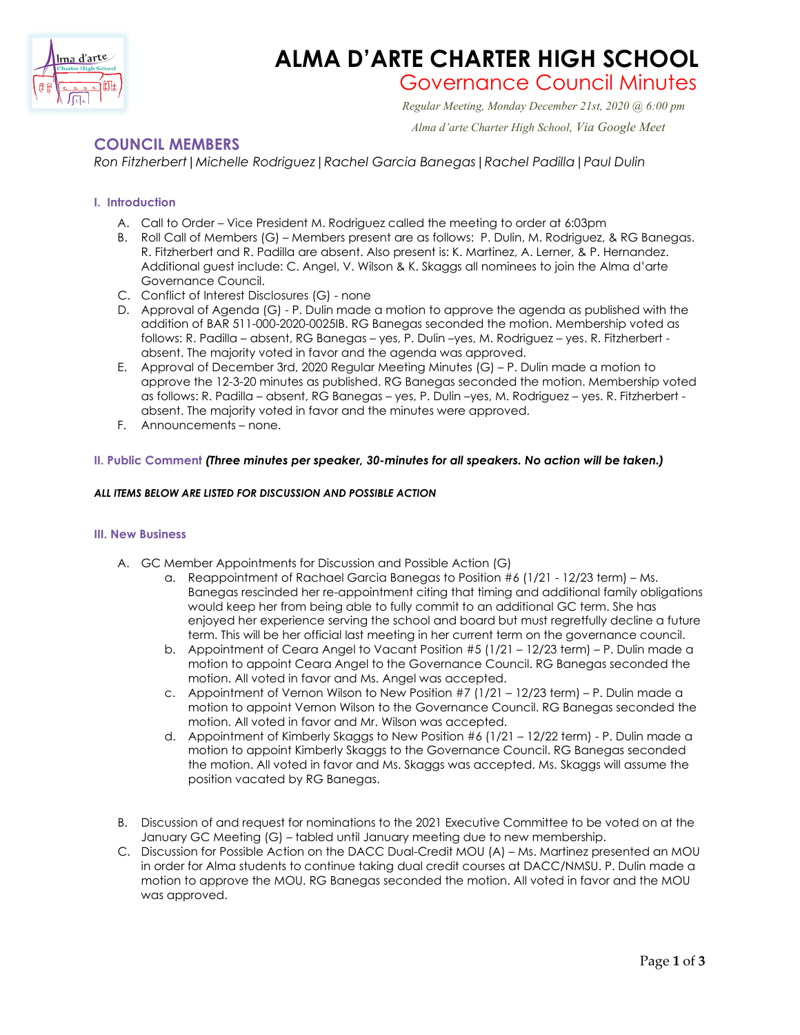# ALMA D'ARTE CHARTER HIGH SCHOOL

## Governance Council Minutes

*Regular Meeting, Monday December 21st, 2020 @ 6:00 pm*

*Alma d'arte Charter High School, Via Google Meet*

## COUNCIL MEMBERS

*Ron Fitzherbert | Michelle Rodriguez | Rachel Garcia Banegas | Rachel Padilla | Paul Dulin*

### I. Introduction

A. Call to Order – Vice President M. Rodriguez called the meeting to order at 6:03pm

B. Roll Call of Members (G) – Members present are as follows: P. Dulin, M. Rodriguez, & RG Banegas. R. Fitzherbert and R. Padilla are absent. Also present is: K. Martinez, A. Lerner, & P. Hernandez. Additional guest include: C. Angel, V. Wilson & K. Skaggs all nominees to join the Alma d'arte Governance Council.

C. Conflict of Interest Disclosures (G) - none

D. Approval of Agenda (G) - P. Dulin made a motion to approve the agenda as published with the addition of BAR 511-000-2020-0025IB. RG Banegas seconded the motion. Membership voted as follows: R. Padilla – absent, RG Banegas – yes, P. Dulin –yes, M. Rodriguez – yes. R. Fitzherbert - absent. The majority voted in favor and the agenda was approved.

E. Approval of December 3rd, 2020 Regular Meeting Minutes (G) – P. Dulin made a motion to approve the 12-3-20 minutes as published. RG Banegas seconded the motion. Membership voted as follows: R. Padilla – absent, RG Banegas – yes, P. Dulin –yes, M. Rodriguez – yes. R. Fitzherbert - absent. The majority voted in favor and the minutes were approved.

F. Announcements – none.

### II. Public Comment *(Three minutes per speaker, 30-minutes for all speakers. No action will be taken.)*

***ALL ITEMS BELOW ARE LISTED FOR DISCUSSION AND POSSIBLE ACTION***

### III. New Business

A. GC Member Appointments for Discussion and Possible Action (G)

a. Reappointment of Rachael Garcia Banegas to Position #6 (1/21 - 12/23 term) – Ms. Banegas rescinded her re-appointment citing that timing and additional family obligations would keep her from being able to fully commit to an additional GC term. She has enjoyed her experience serving the school and board but must regretfully decline a future term. This will be her official last meeting in her current term on the governance council.

b. Appointment of Ceara Angel to Vacant Position #5 (1/21 – 12/23 term) – P. Dulin made a motion to appoint Ceara Angel to the Governance Council. RG Banegas seconded the motion. All voted in favor and Ms. Angel was accepted.

c. Appointment of Vernon Wilson to New Position #7 (1/21 – 12/23 term) – P. Dulin made a motion to appoint Vernon Wilson to the Governance Council. RG Banegas seconded the motion. All voted in favor and Mr. Wilson was accepted.

d. Appointment of Kimberly Skaggs to New Position #6 (1/21 – 12/22 term) - P. Dulin made a motion to appoint Kimberly Skaggs to the Governance Council. RG Banegas seconded the motion. All voted in favor and Ms. Skaggs was accepted. Ms. Skaggs will assume the position vacated by RG Banegas.

B. Discussion of and request for nominations to the 2021 Executive Committee to be voted on at the January GC Meeting (G) – tabled until January meeting due to new membership.

C. Discussion for Possible Action on the DACC Dual-Credit MOU (A) – Ms. Martinez presented an MOU in order for Alma students to continue taking dual credit courses at DACC/NMSU. P. Dulin made a motion to approve the MOU. RG Banegas seconded the motion. All voted in favor and the MOU was approved.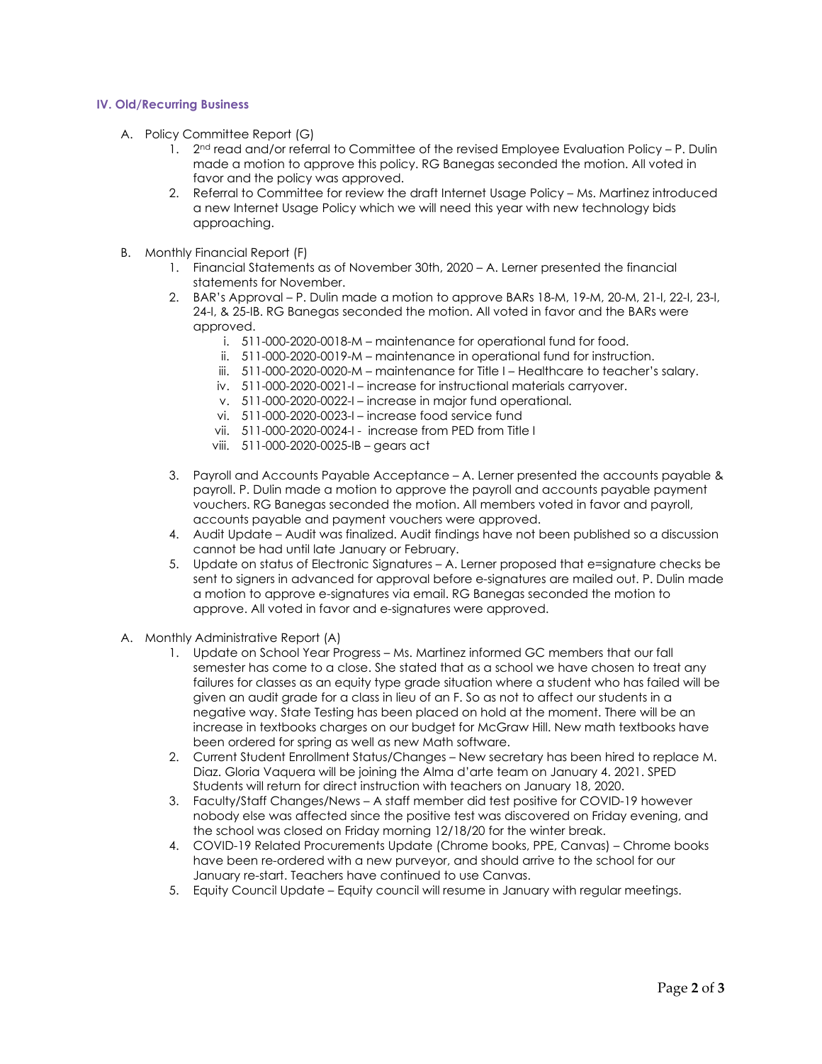### IV. Old/Recurring Business

A. Policy Committee Report (G)

1. 2nd read and/or referral to Committee of the revised Employee Evaluation Policy – P. Dulin made a motion to approve this policy. RG Banegas seconded the motion. All voted in favor and the policy was approved.
2. Referral to Committee for review the draft Internet Usage Policy – Ms. Martinez introduced a new Internet Usage Policy which we will need this year with new technology bids approaching.

B. Monthly Financial Report (F)

1. Financial Statements as of November 30th, 2020 – A. Lerner presented the financial statements for November.
2. BAR's Approval – P. Dulin made a motion to approve BARs 18-M, 19-M, 20-M, 21-I, 22-I, 23-I, 24-I, & 25-IB. RG Banegas seconded the motion. All voted in favor and the BARs were approved.
   i. 511-000-2020-0018-M – maintenance for operational fund for food.
   ii. 511-000-2020-0019-M – maintenance in operational fund for instruction.
   iii. 511-000-2020-0020-M – maintenance for Title I – Healthcare to teacher's salary.
   iv. 511-000-2020-0021-I – increase for instructional materials carryover.
   v. 511-000-2020-0022-I – increase in major fund operational.
   vi. 511-000-2020-0023-I – increase food service fund
   vii. 511-000-2020-0024-I - increase from PED from Title I
   viii. 511-000-2020-0025-IB – gears act
3. Payroll and Accounts Payable Acceptance – A. Lerner presented the accounts payable & payroll. P. Dulin made a motion to approve the payroll and accounts payable payment vouchers. RG Banegas seconded the motion. All members voted in favor and payroll, accounts payable and payment vouchers were approved.
4. Audit Update – Audit was finalized. Audit findings have not been published so a discussion cannot be had until late January or February.
5. Update on status of Electronic Signatures – A. Lerner proposed that e=signature checks be sent to signers in advanced for approval before e-signatures are mailed out. P. Dulin made a motion to approve e-signatures via email. RG Banegas seconded the motion to approve. All voted in favor and e-signatures were approved.

A. Monthly Administrative Report (A)

1. Update on School Year Progress – Ms. Martinez informed GC members that our fall semester has come to a close. She stated that as a school we have chosen to treat any failures for classes as an equity type grade situation where a student who has failed will be given an audit grade for a class in lieu of an F. So as not to affect our students in a negative way. State Testing has been placed on hold at the moment. There will be an increase in textbooks charges on our budget for McGraw Hill. New math textbooks have been ordered for spring as well as new Math software.
2. Current Student Enrollment Status/Changes – New secretary has been hired to replace M. Diaz. Gloria Vaquera will be joining the Alma d'arte team on January 4. 2021. SPED Students will return for direct instruction with teachers on January 18, 2020.
3. Faculty/Staff Changes/News – A staff member did test positive for COVID-19 however nobody else was affected since the positive test was discovered on Friday evening, and the school was closed on Friday morning 12/18/20 for the winter break.
4. COVID-19 Related Procurements Update (Chrome books, PPE, Canvas) – Chrome books have been re-ordered with a new purveyor, and should arrive to the school for our January re-start. Teachers have continued to use Canvas.
5. Equity Council Update – Equity council will resume in January with regular meetings.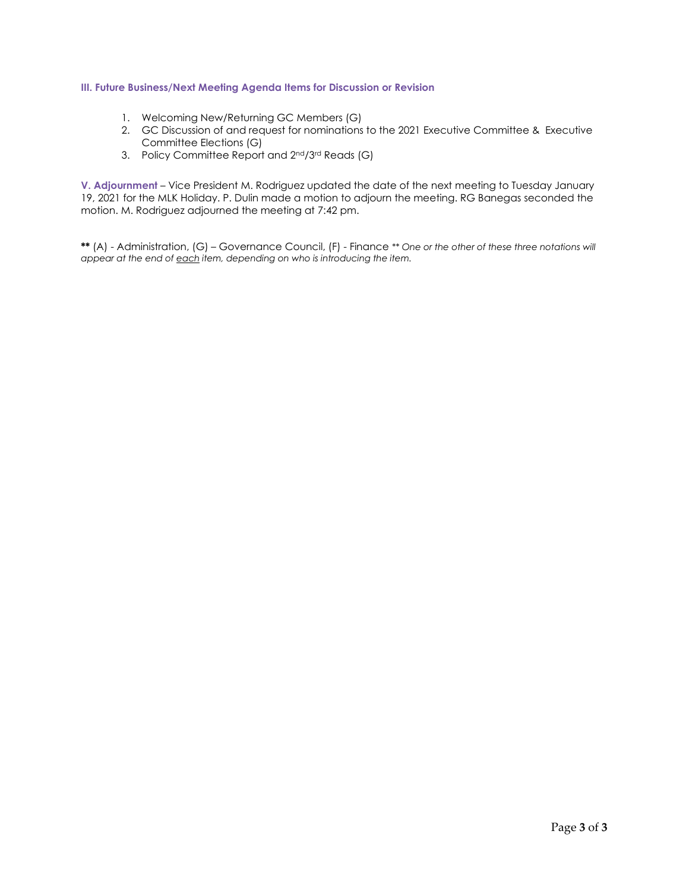### III. Future Business/Next Meeting Agenda Items for Discussion or Revision

1. Welcoming New/Returning GC Members (G)
2. GC Discussion of and request for nominations to the 2021 Executive Committee & Executive Committee Elections (G)
3. Policy Committee Report and 2nd/3rd Reads (G)

**V. Adjournment** – Vice President M. Rodriguez updated the date of the next meeting to Tuesday January 19, 2021 for the MLK Holiday. P. Dulin made a motion to adjourn the meeting. RG Banegas seconded the motion. M. Rodriguez adjourned the meeting at 7:42 pm.

**\*\*** (A) - Administration, (G) – Governance Council, (F) - Finance *\*\* One or the other of these three notations will appear at the end of each item, depending on who is introducing the item.*